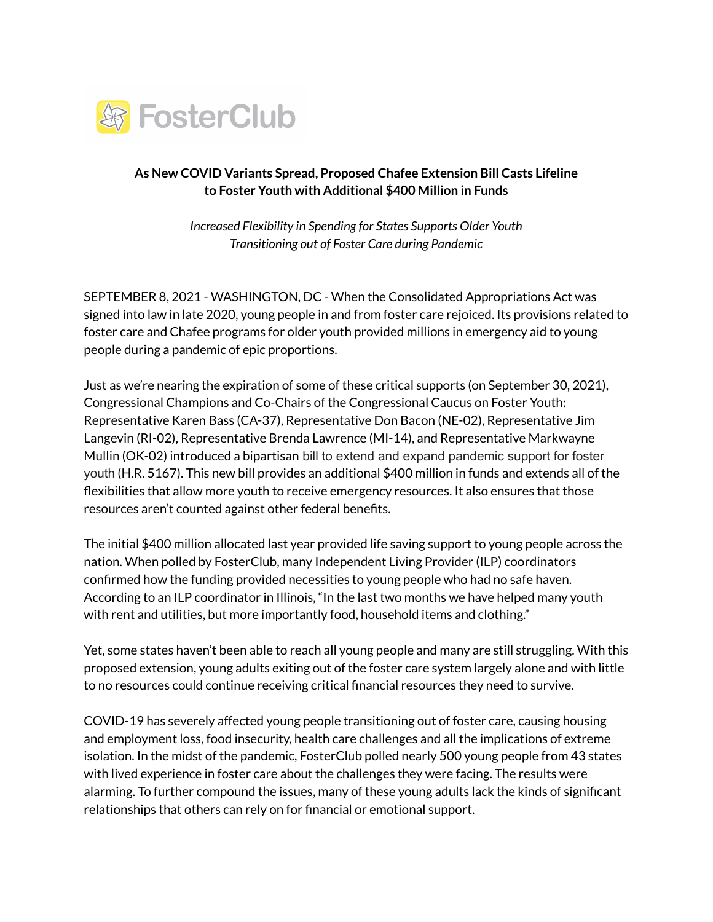FosterClub

**As New COVID Variants Spread, Proposed Chafee Extension Bill Casts Lifeline to Foster Youth with Additional $400 Million in Funds**

*Increased Flexibility in Spending for States Supports Older Youth Transitioning out of Foster Care during Pandemic*

SEPTEMBER 8, 2021 - WASHINGTON, DC - When the Consolidated Appropriations Act was signed into law in late 2020, young people in and from foster care rejoiced. Its provisions related to foster care and Chafee programs for older youth provided millions in emergency aid to young people during a pandemic of epic proportions.

Just as we're nearing the expiration of some of these critical supports (on September 30, 2021), Congressional Champions and Co-Chairs of the Congressional Caucus on Foster Youth: Representative Karen Bass (CA-37), Representative Don Bacon (NE-02), Representative Jim Langevin (RI-02), Representative Brenda Lawrence (MI-14), and Representative Markwayne Mullin (OK-02) introduced a bipartisan bill to extend and expand pandemic support for foster youth (H.R. 5167). This new bill provides an additional $400 million in funds and extends all of the flexibilities that allow more youth to receive emergency resources. It also ensures that those resources aren't counted against other federal benefits.

The initial $400 million allocated last year provided life saving support to young people across the nation. When polled by FosterClub, many Independent Living Provider (ILP) coordinators confirmed how the funding provided necessities to young people who had no safe haven. According to an ILP coordinator in Illinois, "In the last two months we have helped many youth with rent and utilities, but more importantly food, household items and clothing."

Yet, some states haven't been able to reach all young people and many are still struggling. With this proposed extension, young adults exiting out of the foster care system largely alone and with little to no resources could continue receiving critical financial resources they need to survive.

COVID-19 has severely affected young people transitioning out of foster care, causing housing and employment loss, food insecurity, health care challenges and all the implications of extreme isolation. In the midst of the pandemic, FosterClub polled nearly 500 young people from 43 states with lived experience in foster care about the challenges they were facing. The results were alarming. To further compound the issues, many of these young adults lack the kinds of significant relationships that others can rely on for financial or emotional support.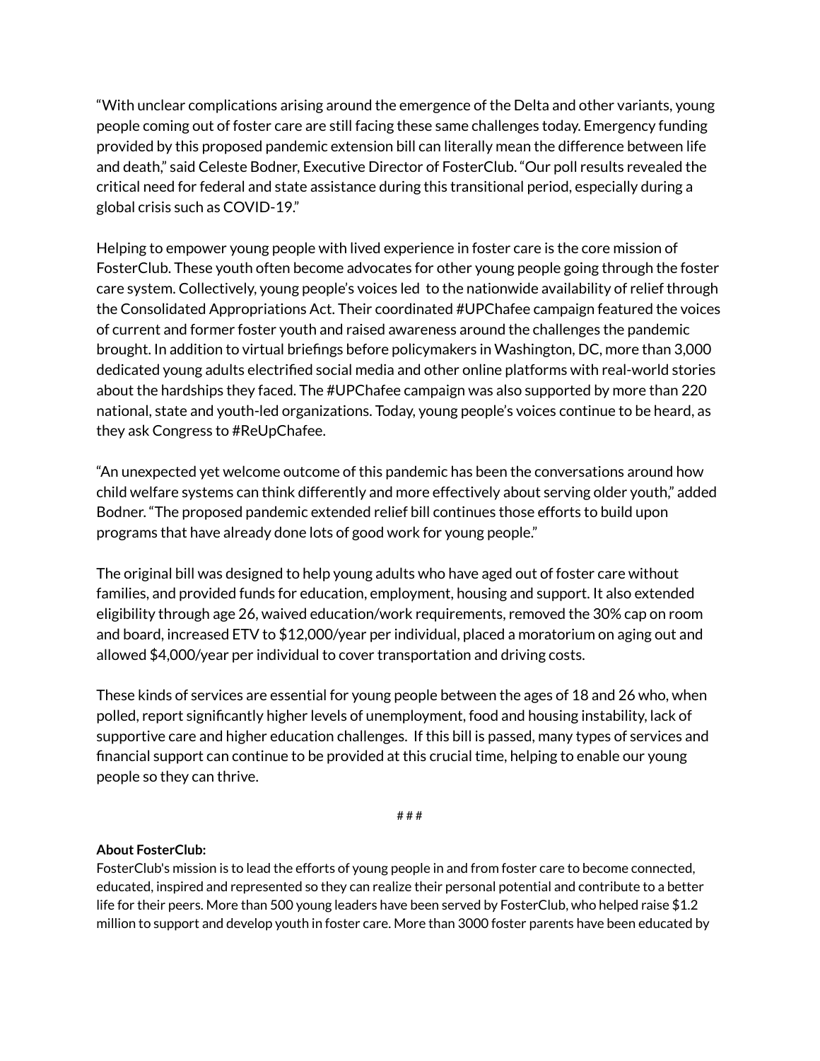"With unclear complications arising around the emergence of the Delta and other variants, young people coming out of foster care are still facing these same challenges today. Emergency funding provided by this proposed pandemic extension bill can literally mean the difference between life and death," said Celeste Bodner, Executive Director of FosterClub. "Our poll results revealed the critical need for federal and state assistance during this transitional period, especially during a global crisis such as COVID-19."

Helping to empower young people with lived experience in foster care is the core mission of FosterClub. These youth often become advocates for other young people going through the foster care system. Collectively, young people's voices led to the nationwide availability of relief through the Consolidated Appropriations Act. Their coordinated #UPChafee campaign featured the voices of current and former foster youth and raised awareness around the challenges the pandemic brought. In addition to virtual briefings before policymakers in Washington, DC, more than 3,000 dedicated young adults electrified social media and other online platforms with real-world stories about the hardships they faced. The #UPChafee campaign was also supported by more than 220 national, state and youth-led organizations. Today, young people's voices continue to be heard, as they ask Congress to #ReUpChafee.

"An unexpected yet welcome outcome of this pandemic has been the conversations around how child welfare systems can think differently and more effectively about serving older youth," added Bodner. "The proposed pandemic extended relief bill continues those efforts to build upon programs that have already done lots of good work for young people."

The original bill was designed to help young adults who have aged out of foster care without families, and provided funds for education, employment, housing and support. It also extended eligibility through age 26, waived education/work requirements, removed the 30% cap on room and board, increased ETV to $12,000/year per individual, placed a moratorium on aging out and allowed $4,000/year per individual to cover transportation and driving costs.

These kinds of services are essential for young people between the ages of 18 and 26 who, when polled, report significantly higher levels of unemployment, food and housing instability, lack of supportive care and higher education challenges. If this bill is passed, many types of services and financial support can continue to be provided at this crucial time, helping to enable our young people so they can thrive.

# # #

**About FosterClub:**
FosterClub's mission is to lead the efforts of young people in and from foster care to become connected, educated, inspired and represented so they can realize their personal potential and contribute to a better life for their peers. More than 500 young leaders have been served by FosterClub, who helped raise $1.2 million to support and develop youth in foster care. More than 3000 foster parents have been educated by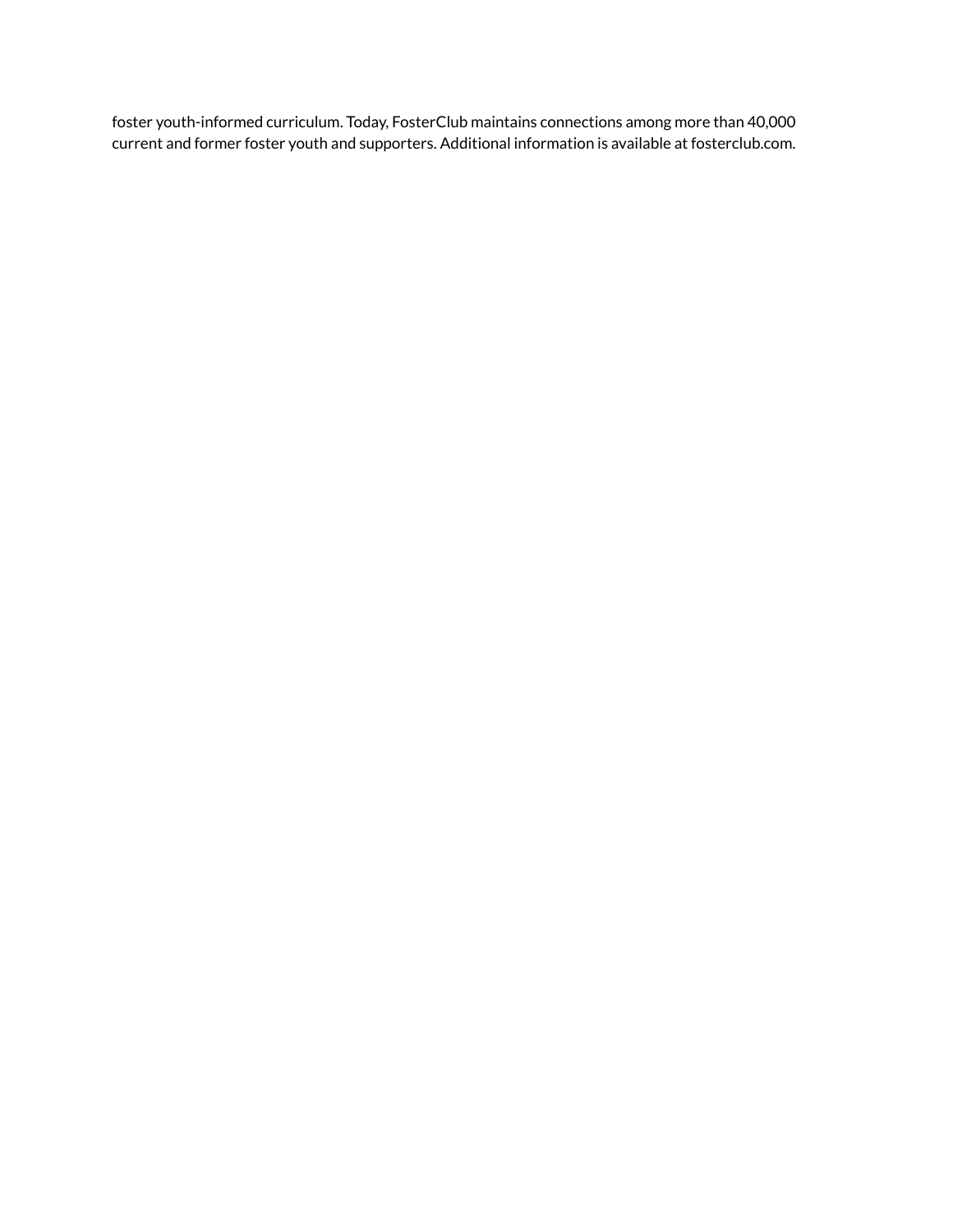foster youth-informed curriculum. Today, FosterClub maintains connections among more than 40,000 current and former foster youth and supporters. Additional information is available at fosterclub.com.